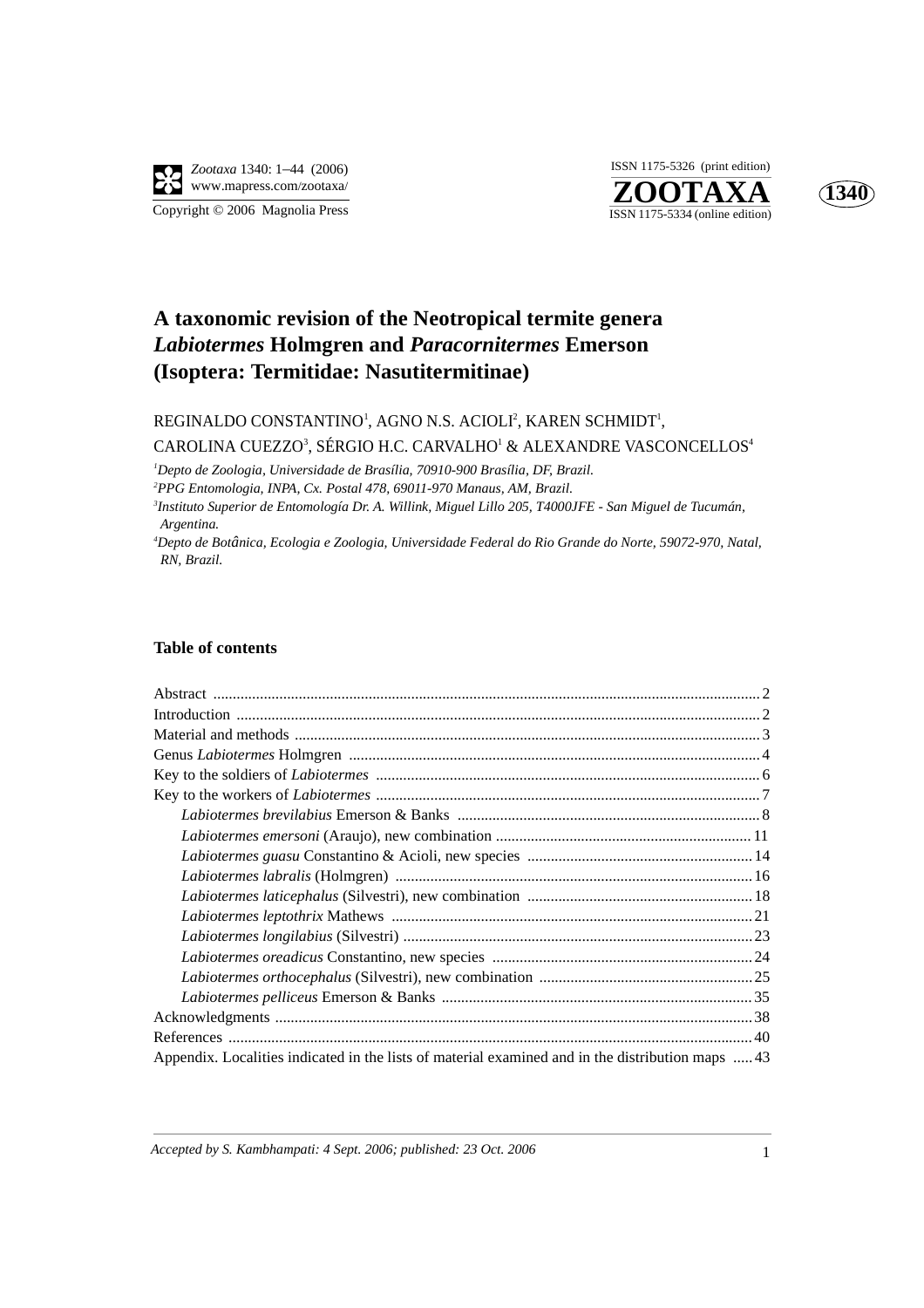# A taxonomic revision of the Neotropical termite genera *Labiotermes* Holmgren and *Paracornitermes* Emerson (Isoptera: Termitidae: Nasutitermitinae)

REGINALDO CONSTANTINO[1], AGNO N.S. ACIOLI[2], KAREN SCHMIDT[1], CAROLINA CUEZZO[3], SÉRGIO H.C. CARVALHO[1] & ALEXANDRE VASCONCELLOS[4]

[1]*Depto de Zoologia, Universidade de Brasília, 70910-900 Brasília, DF, Brazil.*

[2]*PPG Entomologia, INPA, Cx. Postal 478, 69011-970 Manaus, AM, Brazil.*

[3]*Instituto Superior de Entomología Dr. A. Willink, Miguel Lillo 205, T4000JFE - San Miguel de Tucumán, Argentina.*

[4]*Depto de Botânica, Ecologia e Zoologia, Universidade Federal do Rio Grande do Norte, 59072-970, Natal, RN, Brazil.*

## Table of contents

- Abstract ..... 2
- Introduction ..... 2
- Material and methods ..... 3
- Genus *Labiotermes* Holmgren ..... 4
- Key to the soldiers of *Labiotermes* ..... 6
- Key to the workers of *Labiotermes* ..... 7
  - *Labiotermes brevilabius* Emerson & Banks ..... 8
  - *Labiotermes emersoni* (Araujo), new combination ..... 11
  - *Labiotermes guasu* Constantino & Acioli, new species ..... 14
  - *Labiotermes labralis* (Holmgren) ..... 16
  - *Labiotermes laticephalus* (Silvestri), new combination ..... 18
  - *Labiotermes leptothrix* Mathews ..... 21
  - *Labiotermes longilabius* (Silvestri) ..... 23
  - *Labiotermes oreadicus* Constantino, new species ..... 24
  - *Labiotermes orthocephalus* (Silvestri), new combination ..... 25
  - *Labiotermes pelliceus* Emerson & Banks ..... 35
- Acknowledgments ..... 38
- References ..... 40
- Appendix. Localities indicated in the lists of material examined and in the distribution maps ..... 43

*Accepted by S. Kambhampati: 4 Sept. 2006; published: 23 Oct. 2006*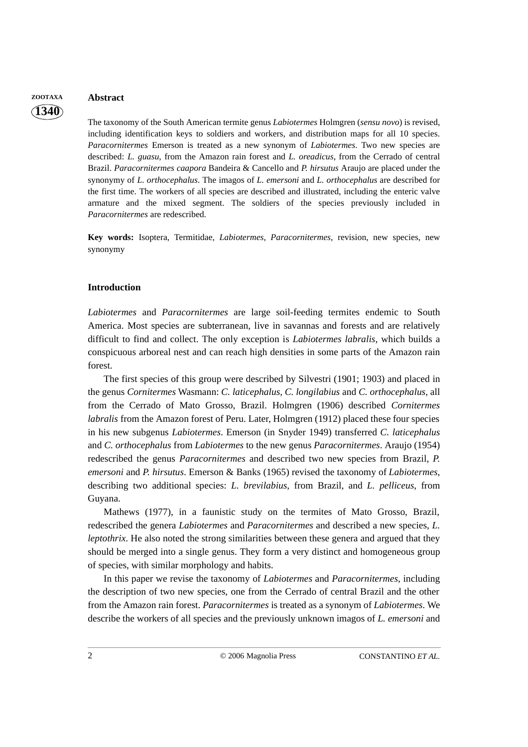## Abstract

The taxonomy of the South American termite genus *Labiotermes* Holmgren (*sensu novo*) is revised, including identification keys to soldiers and workers, and distribution maps for all 10 species. *Paracornitermes* Emerson is treated as a new synonym of *Labiotermes*. Two new species are described: *L. guasu*, from the Amazon rain forest and *L. oreadicus*, from the Cerrado of central Brazil. *Paracornitermes caapora* Bandeira & Cancello and *P. hirsutus* Araujo are placed under the synonymy of *L. orthocephalus*. The imagos of *L. emersoni* and *L. orthocephalus* are described for the first time. The workers of all species are described and illustrated, including the enteric valve armature and the mixed segment. The soldiers of the species previously included in *Paracornitermes* are redescribed.

**Key words:** Isoptera, Termitidae, *Labiotermes*, *Paracornitermes*, revision, new species, new synonymy

## Introduction

*Labiotermes* and *Paracornitermes* are large soil-feeding termites endemic to South America. Most species are subterranean, live in savannas and forests and are relatively difficult to find and collect. The only exception is *Labiotermes labralis*, which builds a conspicuous arboreal nest and can reach high densities in some parts of the Amazon rain forest.

The first species of this group were described by Silvestri (1901; 1903) and placed in the genus *Cornitermes* Wasmann: *C. laticephalus*, *C. longilabius* and *C. orthocephalus*, all from the Cerrado of Mato Grosso, Brazil. Holmgren (1906) described *Cornitermes labralis* from the Amazon forest of Peru. Later, Holmgren (1912) placed these four species in his new subgenus *Labiotermes*. Emerson (in Snyder 1949) transferred *C. laticephalus* and *C. orthocephalus* from *Labiotermes* to the new genus *Paracornitermes*. Araujo (1954) redescribed the genus *Paracornitermes* and described two new species from Brazil, *P. emersoni* and *P. hirsutus*. Emerson & Banks (1965) revised the taxonomy of *Labiotermes*, describing two additional species: *L. brevilabius*, from Brazil, and *L. pelliceus*, from Guyana.

Mathews (1977), in a faunistic study on the termites of Mato Grosso, Brazil, redescribed the genera *Labiotermes* and *Paracornitermes* and described a new species, *L. leptothrix*. He also noted the strong similarities between these genera and argued that they should be merged into a single genus. They form a very distinct and homogeneous group of species, with similar morphology and habits.

In this paper we revise the taxonomy of *Labiotermes* and *Paracornitermes*, including the description of two new species, one from the Cerrado of central Brazil and the other from the Amazon rain forest. *Paracornitermes* is treated as a synonym of *Labiotermes*. We describe the workers of all species and the previously unknown imagos of *L. emersoni* and